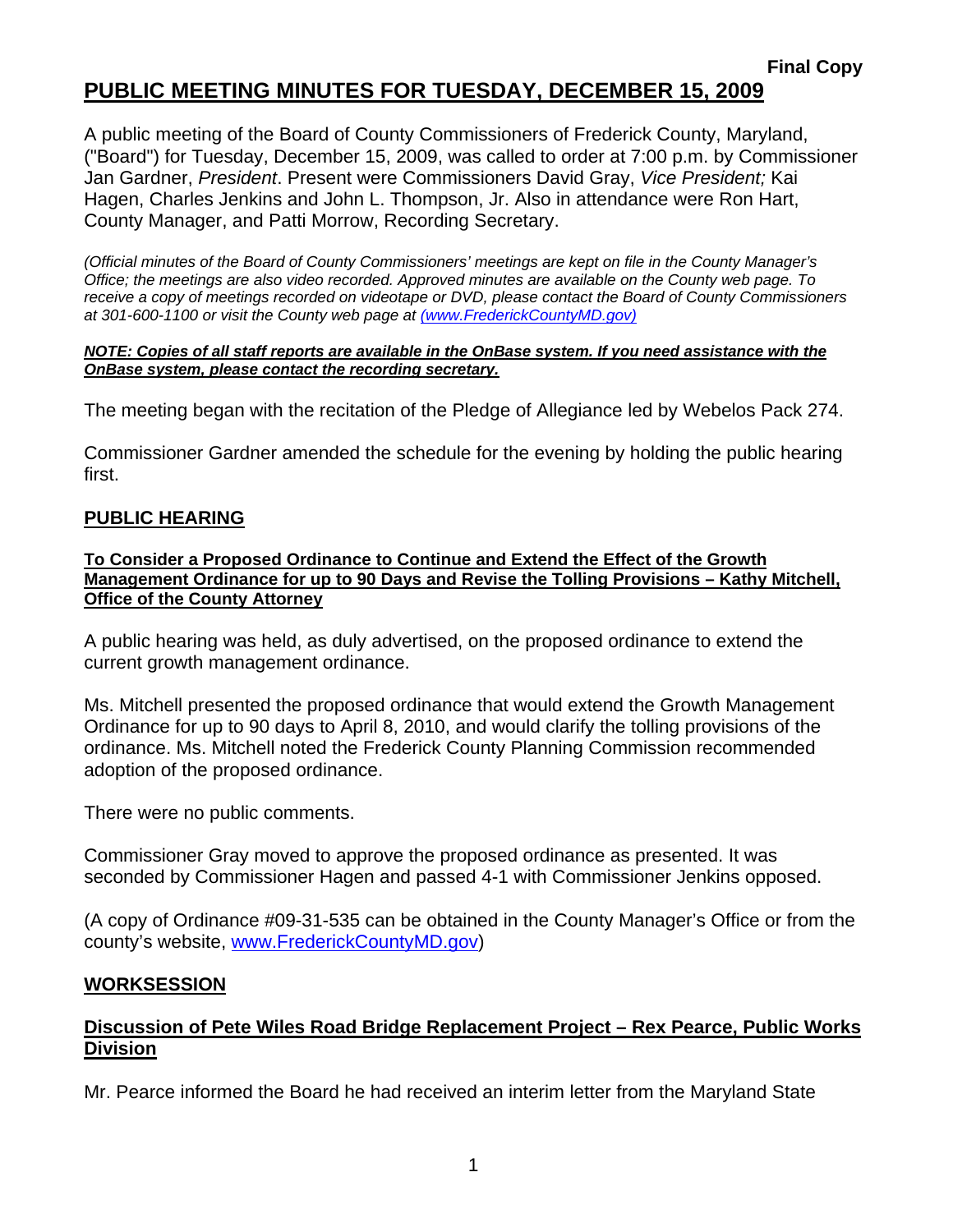**Final Copy**

# PUBLIC MEETING MINUTES FOR TUESDAY, DECEMBER 15, 2009

A public meeting of the Board of County Commissioners of Frederick County, Maryland, ("Board") for Tuesday, December 15, 2009, was called to order at 7:00 p.m. by Commissioner Jan Gardner, *President*. Present were Commissioners David Gray, *Vice President;* Kai Hagen, Charles Jenkins and John L. Thompson, Jr. Also in attendance were Ron Hart, County Manager, and Patti Morrow, Recording Secretary.

*(Official minutes of the Board of County Commissioners' meetings are kept on file in the County Manager's Office; the meetings are also video recorded. Approved minutes are available on the County web page. To receive a copy of meetings recorded on videotape or DVD, please contact the Board of County Commissioners at 301-600-1100 or visit the County web page at (www.FrederickCountyMD.gov)*

***NOTE: Copies of all staff reports are available in the OnBase system. If you need assistance with the OnBase system, please contact the recording secretary.***

The meeting began with the recitation of the Pledge of Allegiance led by Webelos Pack 274.

Commissioner Gardner amended the schedule for the evening by holding the public hearing first.

## PUBLIC HEARING

**To Consider a Proposed Ordinance to Continue and Extend the Effect of the Growth Management Ordinance for up to 90 Days and Revise the Tolling Provisions – Kathy Mitchell, Office of the County Attorney**

A public hearing was held, as duly advertised, on the proposed ordinance to extend the current growth management ordinance.

Ms. Mitchell presented the proposed ordinance that would extend the Growth Management Ordinance for up to 90 days to April 8, 2010, and would clarify the tolling provisions of the ordinance. Ms. Mitchell noted the Frederick County Planning Commission recommended adoption of the proposed ordinance.

There were no public comments.

Commissioner Gray moved to approve the proposed ordinance as presented. It was seconded by Commissioner Hagen and passed 4-1 with Commissioner Jenkins opposed.

(A copy of Ordinance #09-31-535 can be obtained in the County Manager's Office or from the county's website, www.FrederickCountyMD.gov)

## WORKSESSION

### Discussion of Pete Wiles Road Bridge Replacement Project – Rex Pearce, Public Works Division

Mr. Pearce informed the Board he had received an interim letter from the Maryland State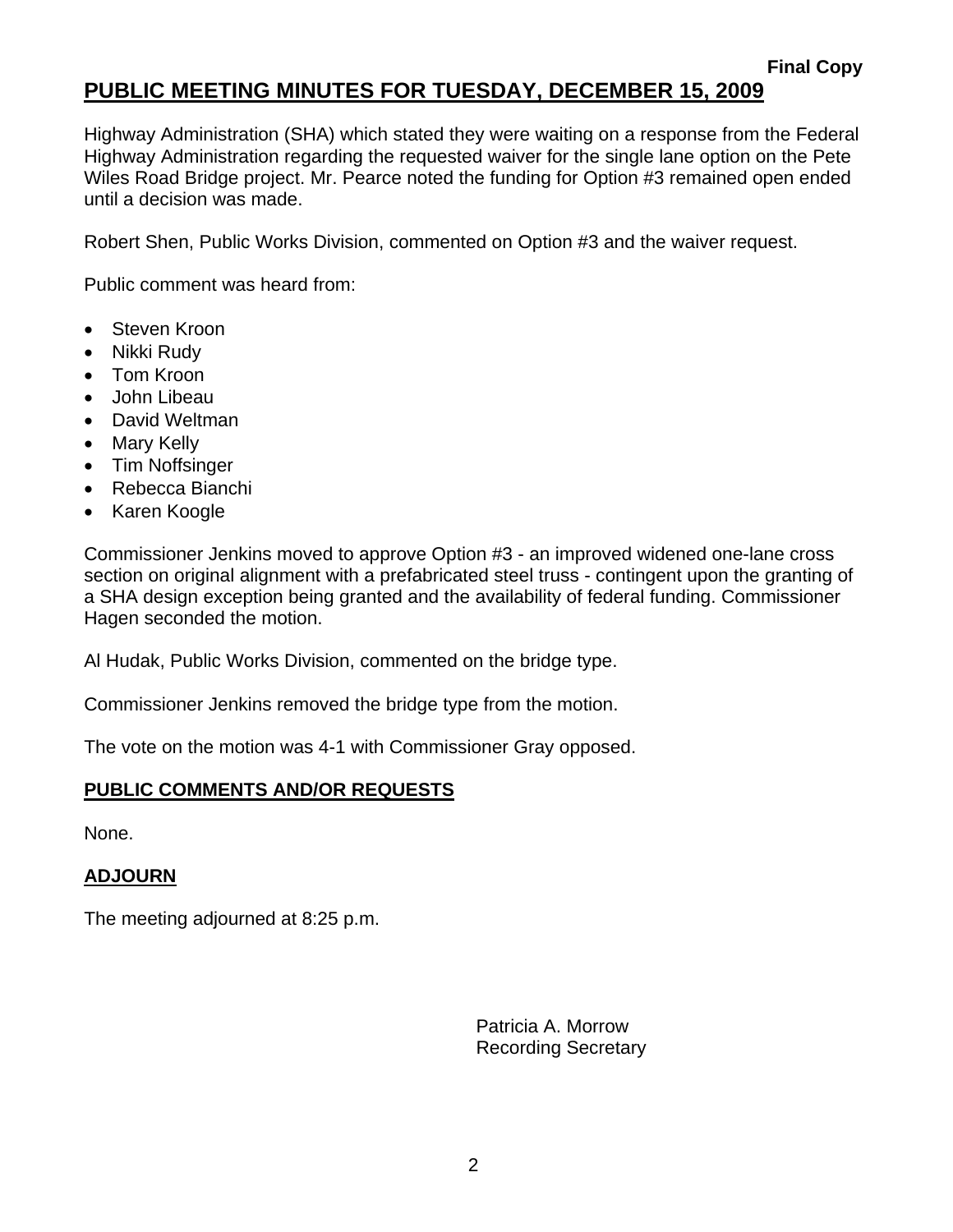**Final Copy**

# PUBLIC MEETING MINUTES FOR TUESDAY, DECEMBER 15, 2009

Highway Administration (SHA) which stated they were waiting on a response from the Federal Highway Administration regarding the requested waiver for the single lane option on the Pete Wiles Road Bridge project. Mr. Pearce noted the funding for Option #3 remained open ended until a decision was made.

Robert Shen, Public Works Division, commented on Option #3 and the waiver request.

Public comment was heard from:

- Steven Kroon
- Nikki Rudy
- Tom Kroon
- John Libeau
- David Weltman
- Mary Kelly
- Tim Noffsinger
- Rebecca Bianchi
- Karen Koogle

Commissioner Jenkins moved to approve Option #3 - an improved widened one-lane cross section on original alignment with a prefabricated steel truss - contingent upon the granting of a SHA design exception being granted and the availability of federal funding. Commissioner Hagen seconded the motion.

Al Hudak, Public Works Division, commented on the bridge type.

Commissioner Jenkins removed the bridge type from the motion.

The vote on the motion was 4-1 with Commissioner Gray opposed.

## PUBLIC COMMENTS AND/OR REQUESTS

None.

## ADJOURN

The meeting adjourned at 8:25 p.m.

Patricia A. Morrow
Recording Secretary